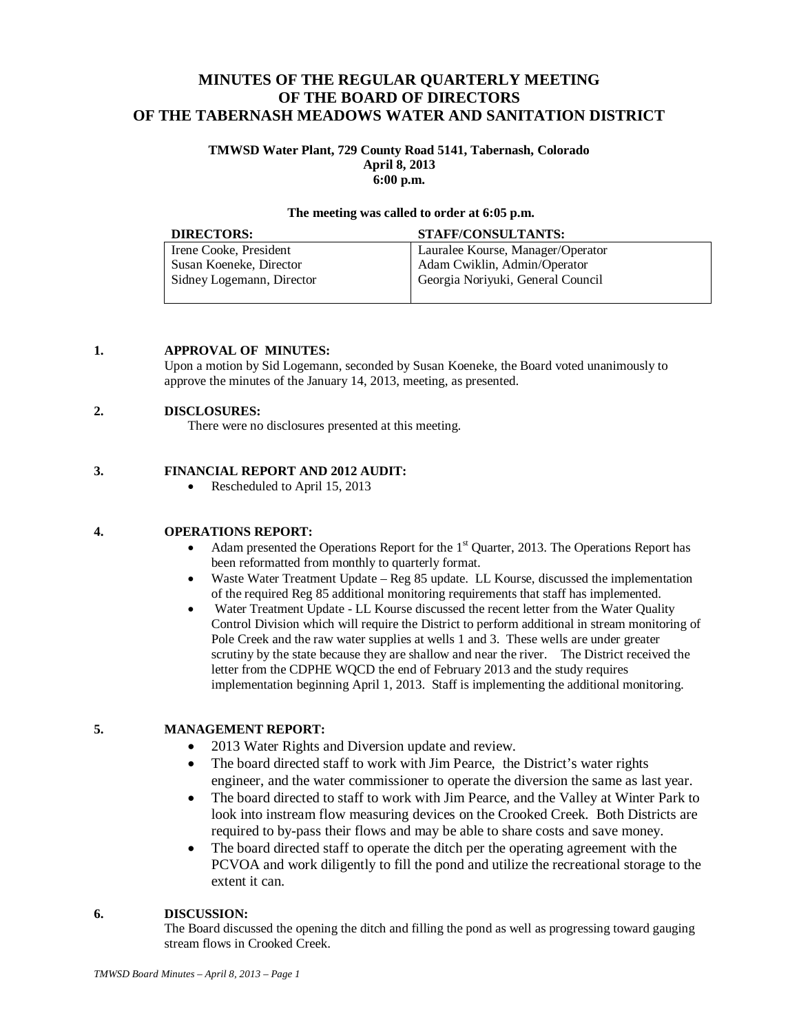# MINUTES OF THE REGULAR QUARTERLY MEETING OF THE BOARD OF DIRECTORS OF THE TABERNASH MEADOWS WATER AND SANITATION DISTRICT

**TMWSD Water Plant, 729 County Road 5141, Tabernash, Colorado**
**April 8, 2013**
**6:00 p.m.**

**The meeting was called to order at 6:05 p.m.**

| DIRECTORS: | STAFF/CONSULTANTS: |
|---|---|
| Irene Cooke, President | Lauralee Kourse, Manager/Operator |
| Susan Koeneke, Director | Adam Cwiklin, Admin/Operator |
| Sidney Logemann, Director | Georgia Noriyuki, General Council |

## 1. APPROVAL OF MINUTES:

Upon a motion by Sid Logemann, seconded by Susan Koeneke, the Board voted unanimously to approve the minutes of the January 14, 2013, meeting, as presented.

## 2. DISCLOSURES:

There were no disclosures presented at this meeting.

## 3. FINANCIAL REPORT AND 2012 AUDIT:

- Rescheduled to April 15, 2013

## 4. OPERATIONS REPORT:

- Adam presented the Operations Report for the 1st Quarter, 2013. The Operations Report has been reformatted from monthly to quarterly format.
- Waste Water Treatment Update – Reg 85 update. LL Kourse, discussed the implementation of the required Reg 85 additional monitoring requirements that staff has implemented.
- Water Treatment Update - LL Kourse discussed the recent letter from the Water Quality Control Division which will require the District to perform additional in stream monitoring of Pole Creek and the raw water supplies at wells 1 and 3. These wells are under greater scrutiny by the state because they are shallow and near the river. The District received the letter from the CDPHE WQCD the end of February 2013 and the study requires implementation beginning April 1, 2013. Staff is implementing the additional monitoring.

## 5. MANAGEMENT REPORT:

- 2013 Water Rights and Diversion update and review.
- The board directed staff to work with Jim Pearce, the District's water rights engineer, and the water commissioner to operate the diversion the same as last year.
- The board directed to staff to work with Jim Pearce, and the Valley at Winter Park to look into instream flow measuring devices on the Crooked Creek. Both Districts are required to by-pass their flows and may be able to share costs and save money.
- The board directed staff to operate the ditch per the operating agreement with the PCVOA and work diligently to fill the pond and utilize the recreational storage to the extent it can.

## 6. DISCUSSION:

The Board discussed the opening the ditch and filling the pond as well as progressing toward gauging stream flows in Crooked Creek.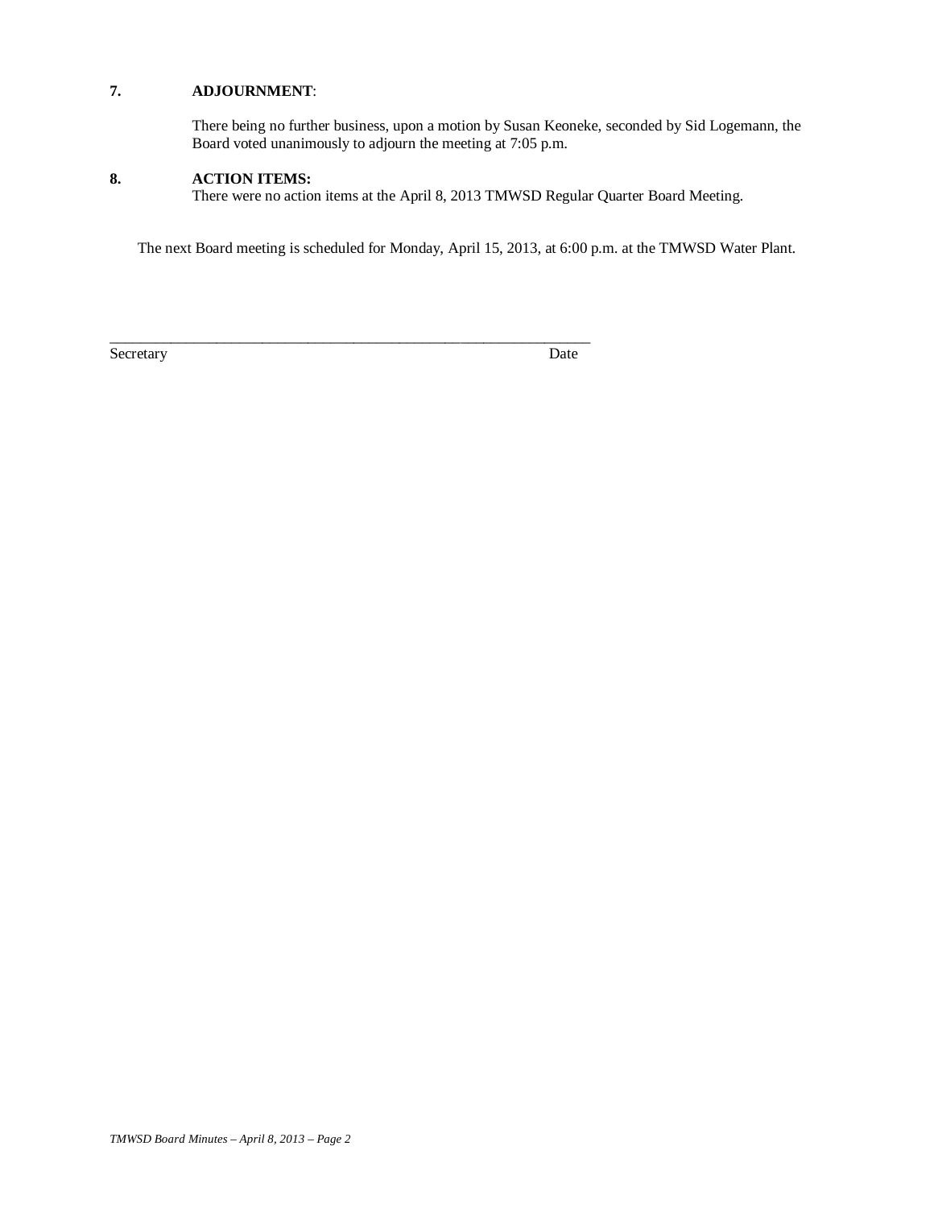**7. ADJOURNMENT**:

There being no further business, upon a motion by Susan Keoneke, seconded by Sid Logemann, the Board voted unanimously to adjourn the meeting at 7:05 p.m.

**8. ACTION ITEMS:**

There were no action items at the April 8, 2013 TMWSD Regular Quarter Board Meeting.

The next Board meeting is scheduled for Monday, April 15, 2013, at 6:00 p.m. at the TMWSD Water Plant.

\_\_\_\_\_\_\_\_\_\_\_\_\_\_\_\_\_\_\_\_\_\_\_\_\_\_\_\_\_\_\_\_\_\_\_\_\_\_\_\_\_\_\_\_\_\_\_\_\_\_\_\_\_\_\_\_\_\_\_\_

Secretary Date